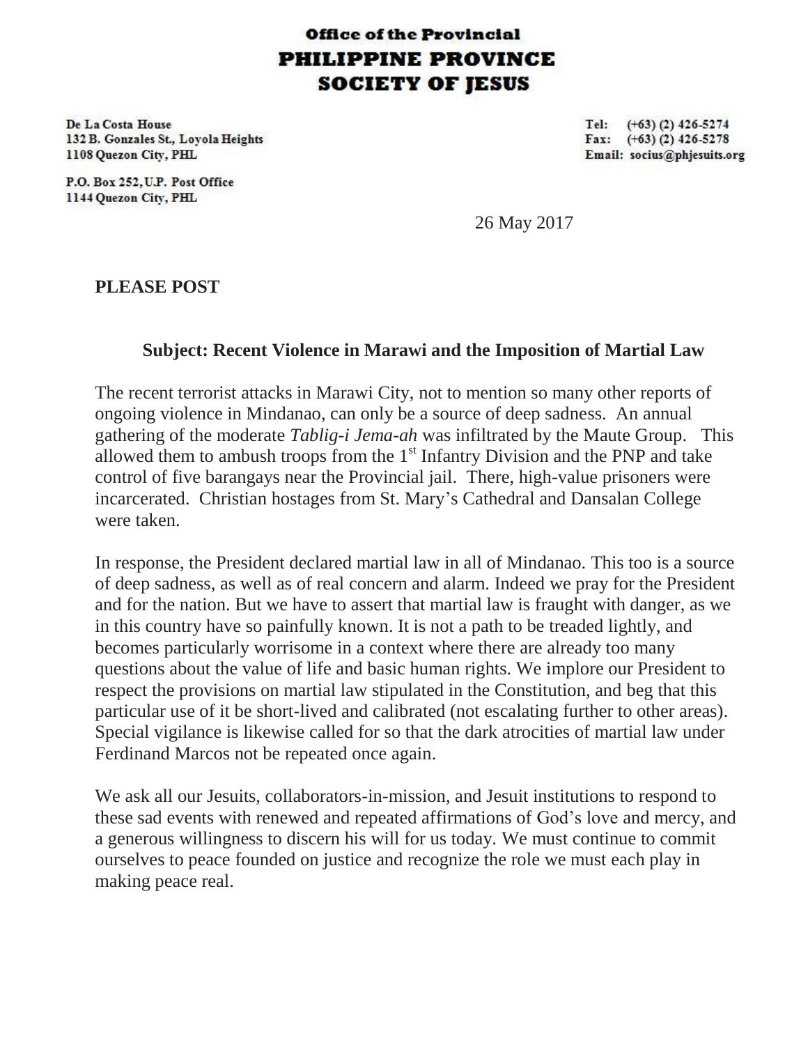# Office of the Provincial
# PHILIPPINE PROVINCE
# SOCIETY OF JESUS

De La Costa House  
132 B. Gonzales St., Loyola Heights  
1108 Quezon City, PHL

P.O. Box 252, U.P. Post Office  
1144 Quezon City, PHL

Tel: (+63) (2) 426-5274  
Fax: (+63) (2) 426-5278  
Email: socius@phjesuits.org

26 May 2017

**PLEASE POST**

**Subject: Recent Violence in Marawi and the Imposition of Martial Law**

The recent terrorist attacks in Marawi City, not to mention so many other reports of ongoing violence in Mindanao, can only be a source of deep sadness. An annual gathering of the moderate *Tablig-i Jema-ah* was infiltrated by the Maute Group. This allowed them to ambush troops from the 1st Infantry Division and the PNP and take control of five barangays near the Provincial jail. There, high-value prisoners were incarcerated. Christian hostages from St. Mary's Cathedral and Dansalan College were taken.

In response, the President declared martial law in all of Mindanao. This too is a source of deep sadness, as well as of real concern and alarm. Indeed we pray for the President and for the nation. But we have to assert that martial law is fraught with danger, as we in this country have so painfully known. It is not a path to be treaded lightly, and becomes particularly worrisome in a context where there are already too many questions about the value of life and basic human rights. We implore our President to respect the provisions on martial law stipulated in the Constitution, and beg that this particular use of it be short-lived and calibrated (not escalating further to other areas). Special vigilance is likewise called for so that the dark atrocities of martial law under Ferdinand Marcos not be repeated once again.

We ask all our Jesuits, collaborators-in-mission, and Jesuit institutions to respond to these sad events with renewed and repeated affirmations of God's love and mercy, and a generous willingness to discern his will for us today. We must continue to commit ourselves to peace founded on justice and recognize the role we must each play in making peace real.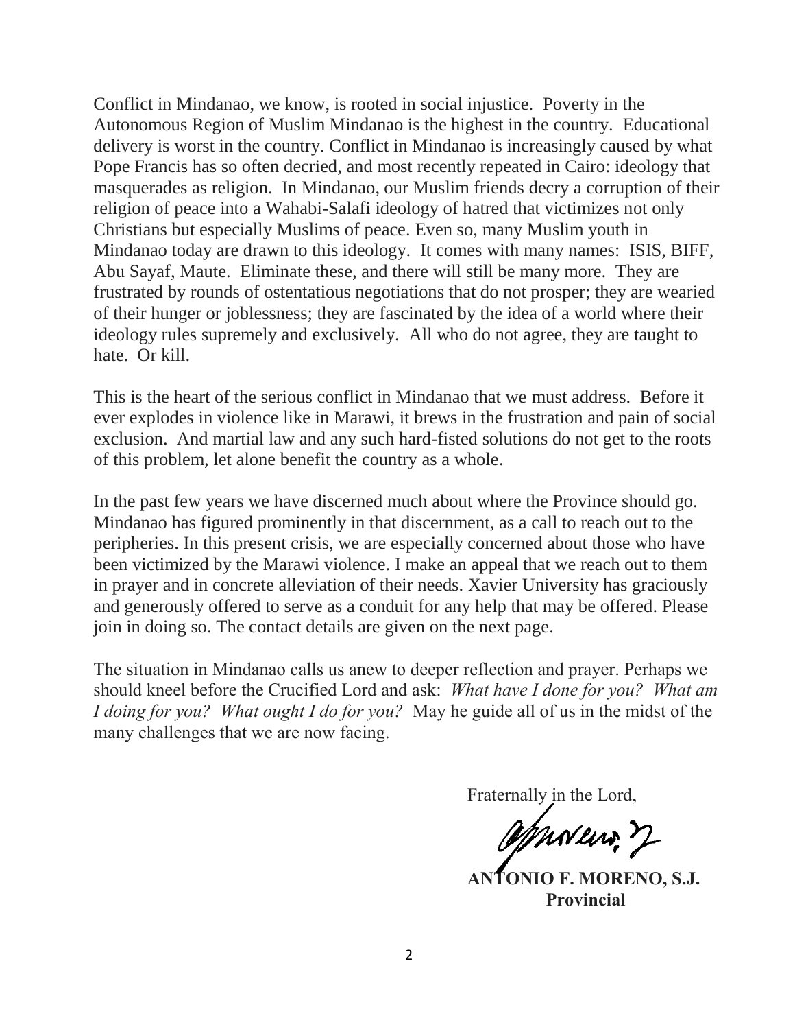Conflict in Mindanao, we know, is rooted in social injustice. Poverty in the Autonomous Region of Muslim Mindanao is the highest in the country. Educational delivery is worst in the country. Conflict in Mindanao is increasingly caused by what Pope Francis has so often decried, and most recently repeated in Cairo: ideology that masquerades as religion. In Mindanao, our Muslim friends decry a corruption of their religion of peace into a Wahabi-Salafi ideology of hatred that victimizes not only Christians but especially Muslims of peace. Even so, many Muslim youth in Mindanao today are drawn to this ideology. It comes with many names: ISIS, BIFF, Abu Sayaf, Maute. Eliminate these, and there will still be many more. They are frustrated by rounds of ostentatious negotiations that do not prosper; they are wearied of their hunger or joblessness; they are fascinated by the idea of a world where their ideology rules supremely and exclusively. All who do not agree, they are taught to hate. Or kill.

This is the heart of the serious conflict in Mindanao that we must address. Before it ever explodes in violence like in Marawi, it brews in the frustration and pain of social exclusion. And martial law and any such hard-fisted solutions do not get to the roots of this problem, let alone benefit the country as a whole.

In the past few years we have discerned much about where the Province should go. Mindanao has figured prominently in that discernment, as a call to reach out to the peripheries. In this present crisis, we are especially concerned about those who have been victimized by the Marawi violence. I make an appeal that we reach out to them in prayer and in concrete alleviation of their needs. Xavier University has graciously and generously offered to serve as a conduit for any help that may be offered. Please join in doing so. The contact details are given on the next page.

The situation in Mindanao calls us anew to deeper reflection and prayer. Perhaps we should kneel before the Crucified Lord and ask: *What have I done for you? What am I doing for you? What ought I do for you?* May he guide all of us in the midst of the many challenges that we are now facing.

Fraternally in the Lord,

**ANTONIO F. MORENO, S.J.**
**Provincial**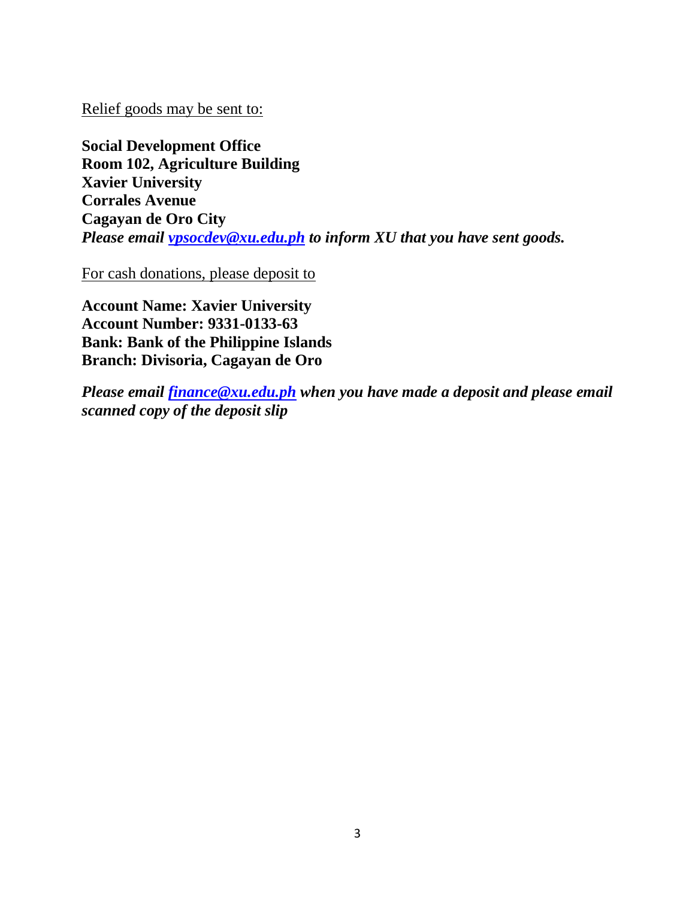Relief goods may be sent to:

**Social Development Office**
**Room 102, Agriculture Building**
**Xavier University**
**Corrales Avenue**
**Cagayan de Oro City**
***Please email [vpsocdev@xu.edu.ph](mailto:vpsocdev@xu.edu.ph) to inform XU that you have sent goods.***

For cash donations, please deposit to

**Account Name: Xavier University**
**Account Number: 9331-0133-63**
**Bank: Bank of the Philippine Islands**
**Branch: Divisoria, Cagayan de Oro**

***Please email [finance@xu.edu.ph](mailto:finance@xu.edu.ph) when you have made a deposit and please email scanned copy of the deposit slip***